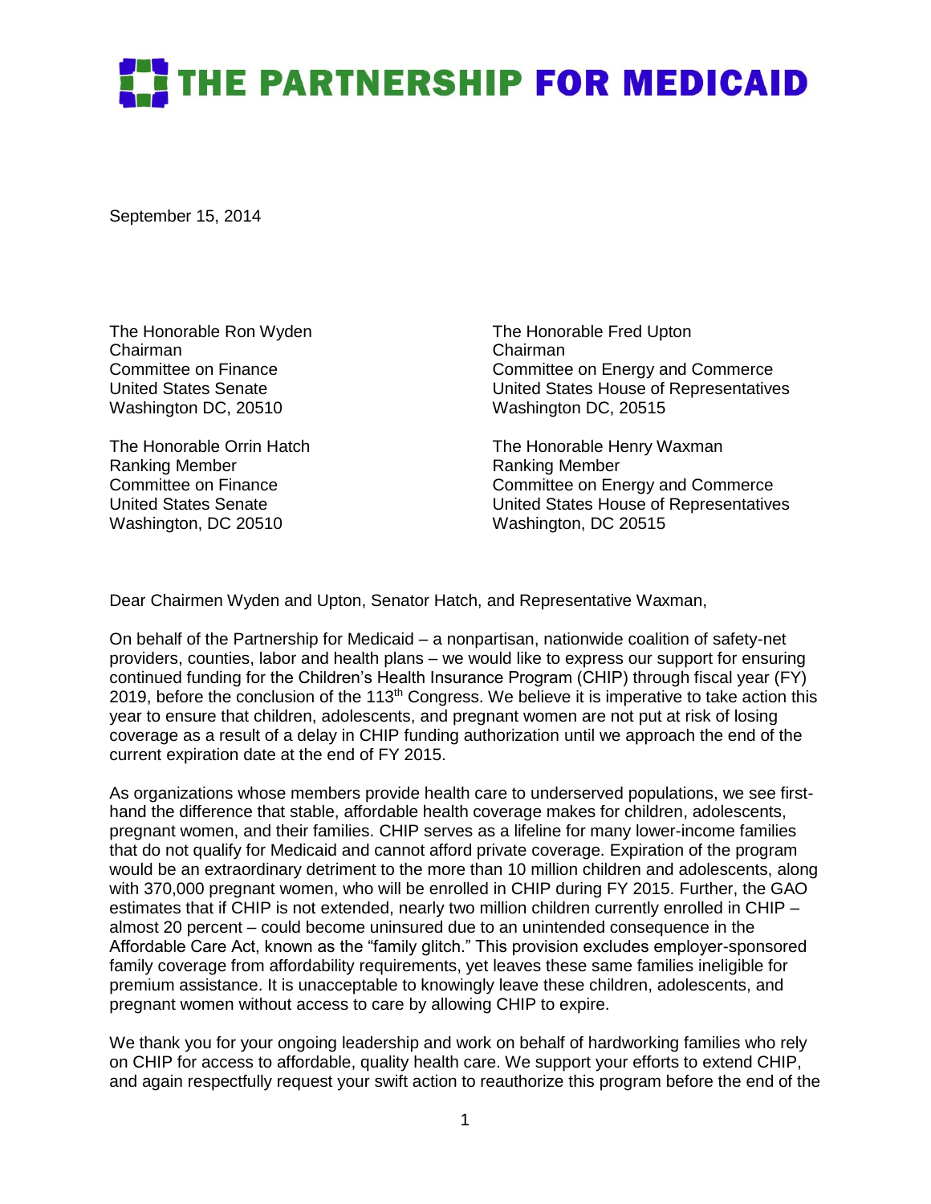# THE PARTNERSHIP FOR MEDICAID

September 15, 2014

The Honorable Ron Wyden
Chairman
Committee on Finance
United States Senate
Washington DC, 20510

The Honorable Orrin Hatch
Ranking Member
Committee on Finance
United States Senate
Washington, DC 20510

The Honorable Fred Upton
Chairman
Committee on Energy and Commerce
United States House of Representatives
Washington DC, 20515

The Honorable Henry Waxman
Ranking Member
Committee on Energy and Commerce
United States House of Representatives
Washington, DC 20515

Dear Chairmen Wyden and Upton, Senator Hatch, and Representative Waxman,

On behalf of the Partnership for Medicaid – a nonpartisan, nationwide coalition of safety-net providers, counties, labor and health plans – we would like to express our support for ensuring continued funding for the Children's Health Insurance Program (CHIP) through fiscal year (FY) 2019, before the conclusion of the 113th Congress. We believe it is imperative to take action this year to ensure that children, adolescents, and pregnant women are not put at risk of losing coverage as a result of a delay in CHIP funding authorization until we approach the end of the current expiration date at the end of FY 2015.

As organizations whose members provide health care to underserved populations, we see first-hand the difference that stable, affordable health coverage makes for children, adolescents, pregnant women, and their families. CHIP serves as a lifeline for many lower-income families that do not qualify for Medicaid and cannot afford private coverage. Expiration of the program would be an extraordinary detriment to the more than 10 million children and adolescents, along with 370,000 pregnant women, who will be enrolled in CHIP during FY 2015. Further, the GAO estimates that if CHIP is not extended, nearly two million children currently enrolled in CHIP – almost 20 percent – could become uninsured due to an unintended consequence in the Affordable Care Act, known as the "family glitch." This provision excludes employer-sponsored family coverage from affordability requirements, yet leaves these same families ineligible for premium assistance. It is unacceptable to knowingly leave these children, adolescents, and pregnant women without access to care by allowing CHIP to expire.

We thank you for your ongoing leadership and work on behalf of hardworking families who rely on CHIP for access to affordable, quality health care. We support your efforts to extend CHIP, and again respectfully request your swift action to reauthorize this program before the end of the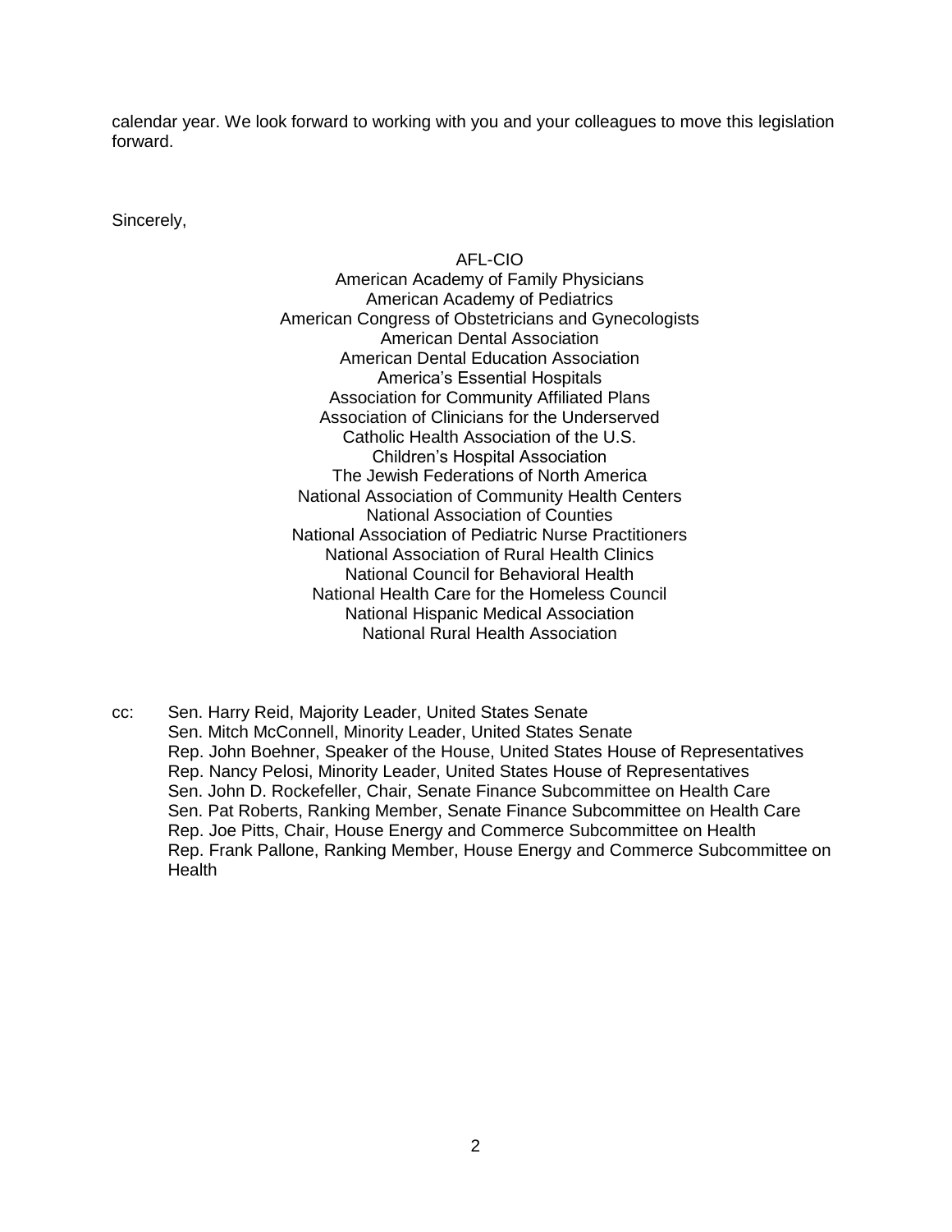calendar year. We look forward to working with you and your colleagues to move this legislation forward.

Sincerely,

AFL-CIO
American Academy of Family Physicians
American Academy of Pediatrics
American Congress of Obstetricians and Gynecologists
American Dental Association
American Dental Education Association
America's Essential Hospitals
Association for Community Affiliated Plans
Association of Clinicians for the Underserved
Catholic Health Association of the U.S.
Children's Hospital Association
The Jewish Federations of North America
National Association of Community Health Centers
National Association of Counties
National Association of Pediatric Nurse Practitioners
National Association of Rural Health Clinics
National Council for Behavioral Health
National Health Care for the Homeless Council
National Hispanic Medical Association
National Rural Health Association

cc: Sen. Harry Reid, Majority Leader, United States Senate
Sen. Mitch McConnell, Minority Leader, United States Senate
Rep. John Boehner, Speaker of the House, United States House of Representatives
Rep. Nancy Pelosi, Minority Leader, United States House of Representatives
Sen. John D. Rockefeller, Chair, Senate Finance Subcommittee on Health Care
Sen. Pat Roberts, Ranking Member, Senate Finance Subcommittee on Health Care
Rep. Joe Pitts, Chair, House Energy and Commerce Subcommittee on Health
Rep. Frank Pallone, Ranking Member, House Energy and Commerce Subcommittee on Health